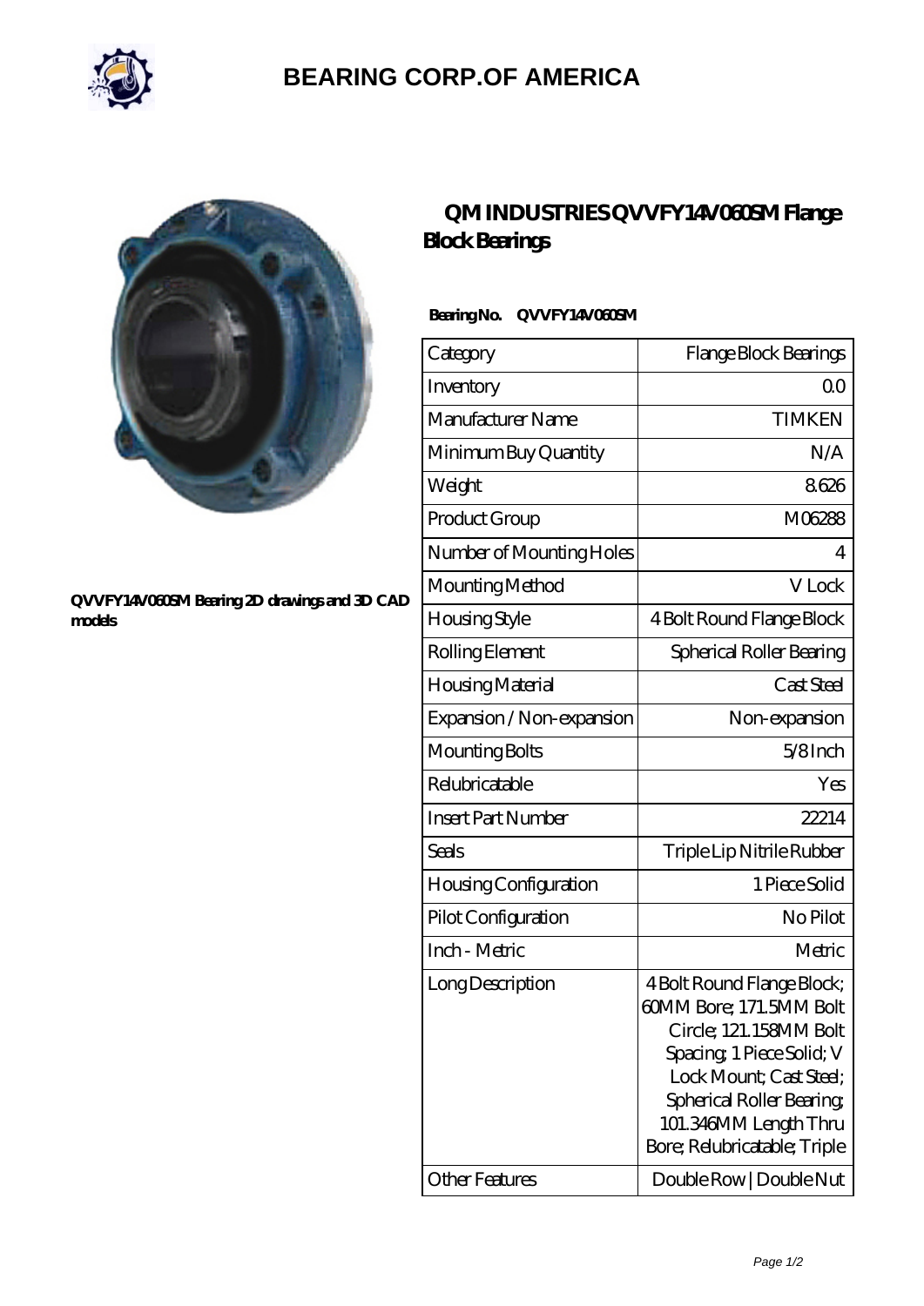# BEARING CORP.OF AMERICA

QVVFY14V060SM Bearing 2D drawings and 3D CAD models

## QM INDUSTRIES QVVFY14V060SM Flange Block Bearings

**Bearing No. QVVFY14V060SM**

| Category | Flange Block Bearings |
|---|---|
| Inventory | 0.0 |
| Manufacturer Name | TIMKEN |
| Minimum Buy Quantity | N/A |
| Weight | 8.626 |
| Product Group | M06288 |
| Number of Mounting Holes | 4 |
| Mounting Method | V Lock |
| Housing Style | 4 Bolt Round Flange Block |
| Rolling Element | Spherical Roller Bearing |
| Housing Material | Cast Steel |
| Expansion / Non-expansion | Non-expansion |
| Mounting Bolts | 5/8 Inch |
| Relubricatable | Yes |
| Insert Part Number | 22214 |
| Seals | Triple Lip Nitrile Rubber |
| Housing Configuration | 1 Piece Solid |
| Pilot Configuration | No Pilot |
| Inch - Metric | Metric |
| Long Description | 4 Bolt Round Flange Block; 60MM Bore; 171.5MM Bolt Circle; 121.158MM Bolt Spacing; 1 Piece Solid; V Lock Mount; Cast Steel; Spherical Roller Bearing; 101.346MM Length Thru Bore; Relubricatable; Triple |
| Other Features | Double Row \| Double Nut |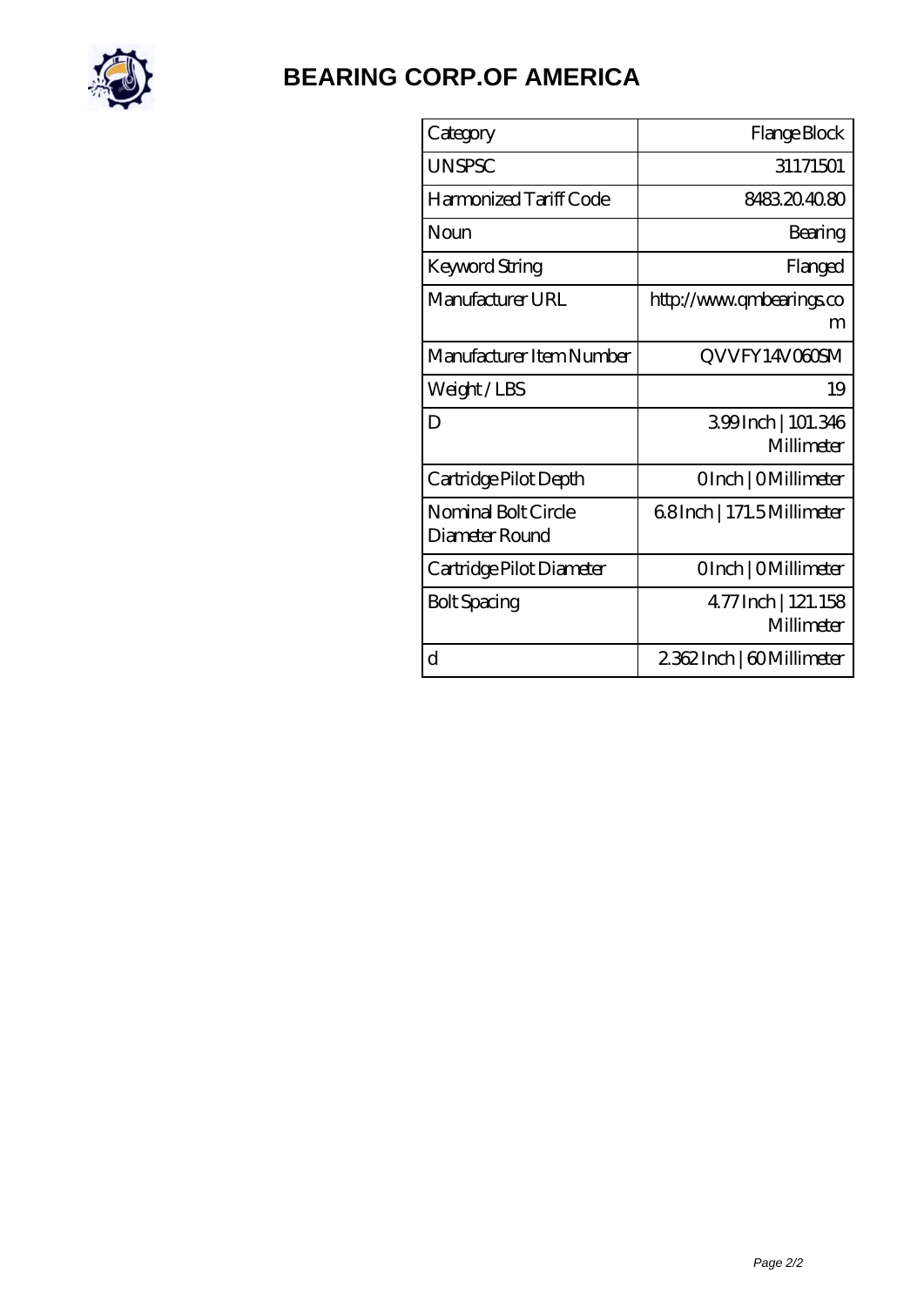## BEARING CORP.OF AMERICA

| | |
|---|---|
| Category | Flange Block |
| UNSPSC | 31171501 |
| Harmonized Tariff Code | 8483.20.40.80 |
| Noun | Bearing |
| Keyword String | Flanged |
| Manufacturer URL | http://www.qmbearings.com |
| Manufacturer Item Number | QVVFY14V060SM |
| Weight / LBS | 19 |
| D | 3.99 Inch \| 101.346 Millimeter |
| Cartridge Pilot Depth | 0 Inch \| 0 Millimeter |
| Nominal Bolt Circle Diameter Round | 6.8 Inch \| 171.5 Millimeter |
| Cartridge Pilot Diameter | 0 Inch \| 0 Millimeter |
| Bolt Spacing | 4.77 Inch \| 121.158 Millimeter |
| d | 2.362 Inch \| 60 Millimeter |